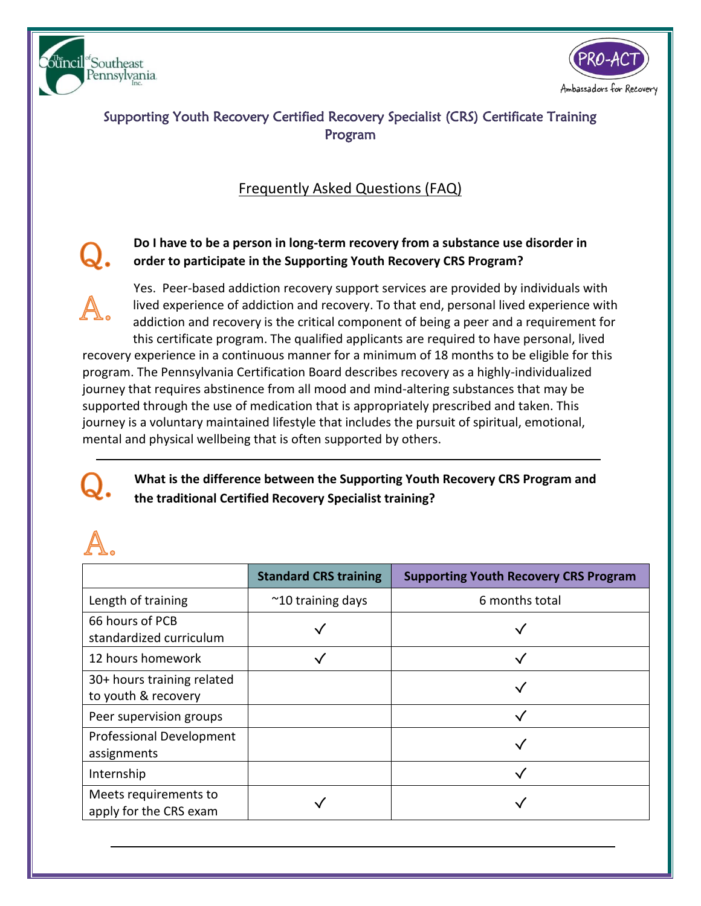# Supporting Youth Recovery Certified Recovery Specialist (CRS) Certificate Training Program

## Frequently Asked Questions (FAQ)

**Q. Do I have to be a person in long-term recovery from a substance use disorder in order to participate in the Supporting Youth Recovery CRS Program?**

**A.** Yes. Peer-based addiction recovery support services are provided by individuals with lived experience of addiction and recovery. To that end, personal lived experience with addiction and recovery is the critical component of being a peer and a requirement for this certificate program. The qualified applicants are required to have personal, lived recovery experience in a continuous manner for a minimum of 18 months to be eligible for this program. The Pennsylvania Certification Board describes recovery as a highly-individualized journey that requires abstinence from all mood and mind-altering substances that may be supported through the use of medication that is appropriately prescribed and taken. This journey is a voluntary maintained lifestyle that includes the pursuit of spiritual, emotional, mental and physical wellbeing that is often supported by others.

---

**Q. What is the difference between the Supporting Youth Recovery CRS Program and the traditional Certified Recovery Specialist training?**

**A.**

| | Standard CRS training | Supporting Youth Recovery CRS Program |
|---|---|---|
| Length of training | ~10 training days | 6 months total |
| 66 hours of PCB standardized curriculum | ✓ | ✓ |
| 12 hours homework | ✓ | ✓ |
| 30+ hours training related to youth & recovery | | ✓ |
| Peer supervision groups | | ✓ |
| Professional Development assignments | | ✓ |
| Internship | | ✓ |
| Meets requirements to apply for the CRS exam | ✓ | ✓ |

---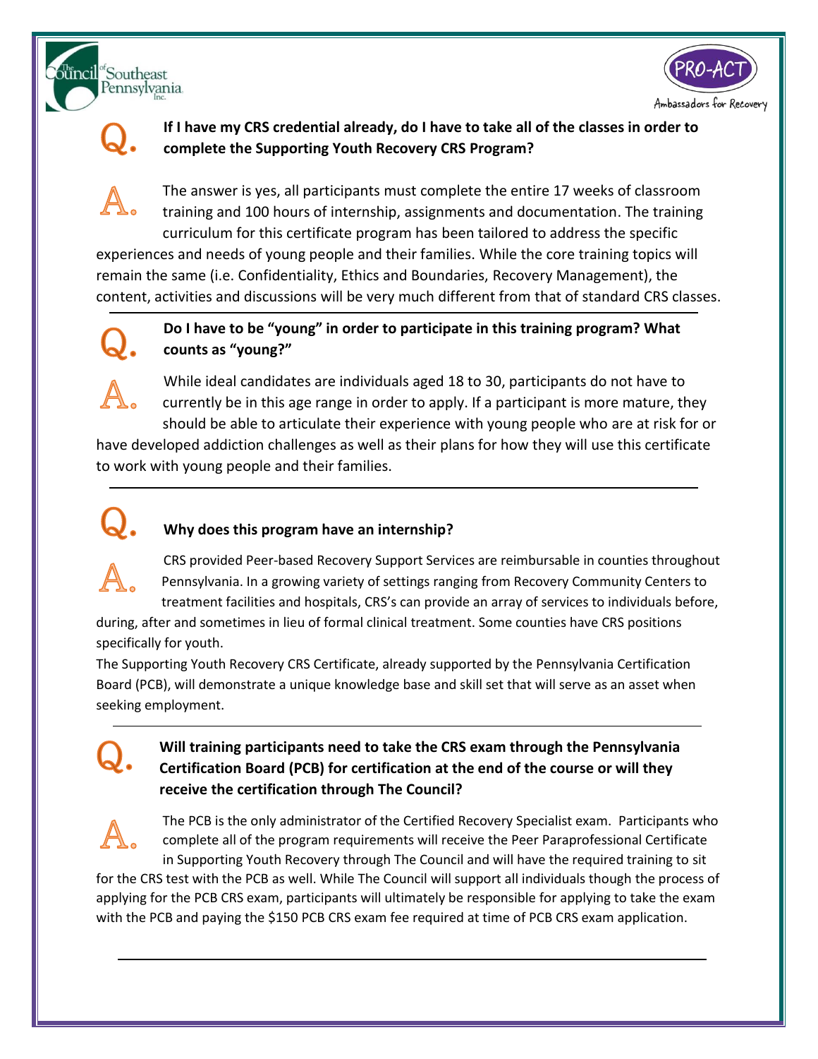**Q. If I have my CRS credential already, do I have to take all of the classes in order to complete the Supporting Youth Recovery CRS Program?**

A. The answer is yes, all participants must complete the entire 17 weeks of classroom training and 100 hours of internship, assignments and documentation. The training curriculum for this certificate program has been tailored to address the specific experiences and needs of young people and their families. While the core training topics will remain the same (i.e. Confidentiality, Ethics and Boundaries, Recovery Management), the content, activities and discussions will be very much different from that of standard CRS classes.

---

**Q. Do I have to be "young" in order to participate in this training program? What counts as "young?"**

A. While ideal candidates are individuals aged 18 to 30, participants do not have to currently be in this age range in order to apply. If a participant is more mature, they should be able to articulate their experience with young people who are at risk for or have developed addiction challenges as well as their plans for how they will use this certificate to work with young people and their families.

---

**Q. Why does this program have an internship?**

A. CRS provided Peer-based Recovery Support Services are reimbursable in counties throughout Pennsylvania. In a growing variety of settings ranging from Recovery Community Centers to treatment facilities and hospitals, CRS's can provide an array of services to individuals before, during, after and sometimes in lieu of formal clinical treatment. Some counties have CRS positions specifically for youth.

The Supporting Youth Recovery CRS Certificate, already supported by the Pennsylvania Certification Board (PCB), will demonstrate a unique knowledge base and skill set that will serve as an asset when seeking employment.

---

**Q. Will training participants need to take the CRS exam through the Pennsylvania Certification Board (PCB) for certification at the end of the course or will they receive the certification through The Council?**

A. The PCB is the only administrator of the Certified Recovery Specialist exam. Participants who complete all of the program requirements will receive the Peer Paraprofessional Certificate in Supporting Youth Recovery through The Council and will have the required training to sit for the CRS test with the PCB as well. While The Council will support all individuals though the process of applying for the PCB CRS exam, participants will ultimately be responsible for applying to take the exam with the PCB and paying the $150 PCB CRS exam fee required at time of PCB CRS exam application.

---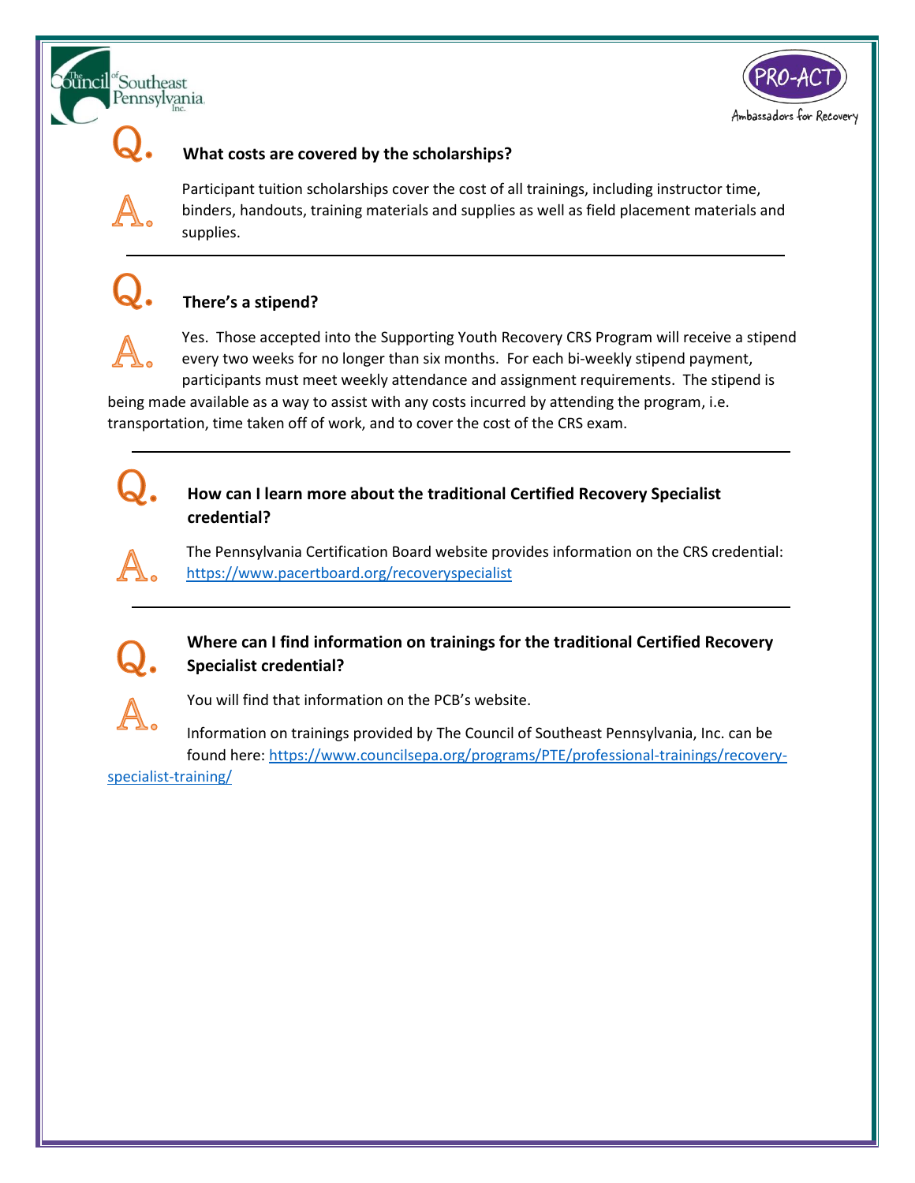**Q. What costs are covered by the scholarships?**

A. Participant tuition scholarships cover the cost of all trainings, including instructor time, binders, handouts, training materials and supplies as well as field placement materials and supplies.

---

**Q. There's a stipend?**

A. Yes. Those accepted into the Supporting Youth Recovery CRS Program will receive a stipend every two weeks for no longer than six months. For each bi-weekly stipend payment, participants must meet weekly attendance and assignment requirements. The stipend is being made available as a way to assist with any costs incurred by attending the program, i.e. transportation, time taken off of work, and to cover the cost of the CRS exam.

---

**Q. How can I learn more about the traditional Certified Recovery Specialist credential?**

A. The Pennsylvania Certification Board website provides information on the CRS credential: https://www.pacertboard.org/recoveryspecialist

---

**Q. Where can I find information on trainings for the traditional Certified Recovery Specialist credential?**

A. You will find that information on the PCB's website.

Information on trainings provided by The Council of Southeast Pennsylvania, Inc. can be found here: https://www.councilsepa.org/programs/PTE/professional-trainings/recovery-specialist-training/